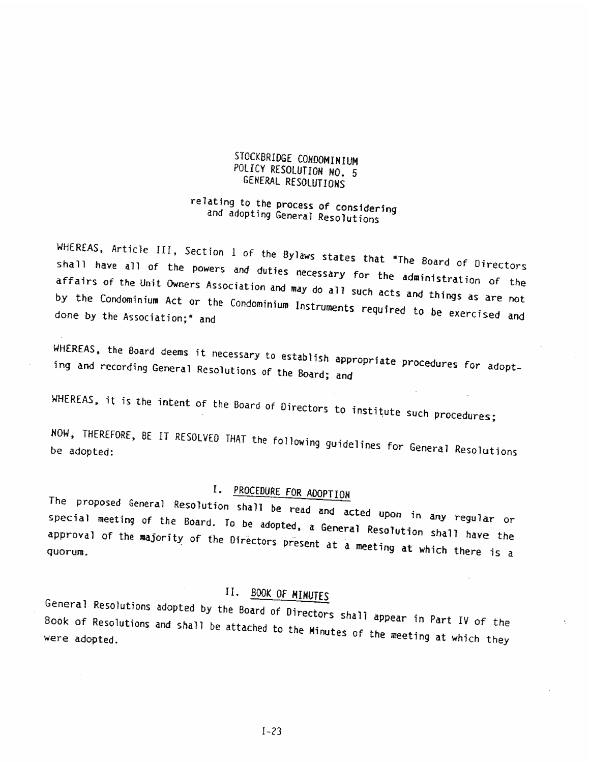# STOCKBRIDGE CONDOMINIUM
## POLICY RESOLUTION NO. 5
## GENERAL RESOLUTIONS

relating to the process of considering and adopting General Resolutions

WHEREAS, Article III, Section 1 of the Bylaws states that "The Board of Directors shall have all of the powers and duties necessary for the administration of the affairs of the Unit Owners Association and may do all such acts and things as are not by the Condominium Act or the Condominium Instruments required to be exercised and done by the Association;" and

WHEREAS, the Board deems it necessary to establish appropriate procedures for adopting and recording General Resolutions of the Board; and

WHEREAS, it is the intent of the Board of Directors to institute such procedures;

NOW, THEREFORE, BE IT RESOLVED THAT the following guidelines for General Resolutions be adopted:

### I. PROCEDURE FOR ADOPTION

The proposed General Resolution shall be read and acted upon in any regular or special meeting of the Board. To be adopted, a General Resolution shall have the approval of the majority of the Directors present at a meeting at which there is a quorum.

### II. BOOK OF MINUTES

General Resolutions adopted by the Board of Directors shall appear in Part IV of the Book of Resolutions and shall be attached to the Minutes of the meeting at which they were adopted.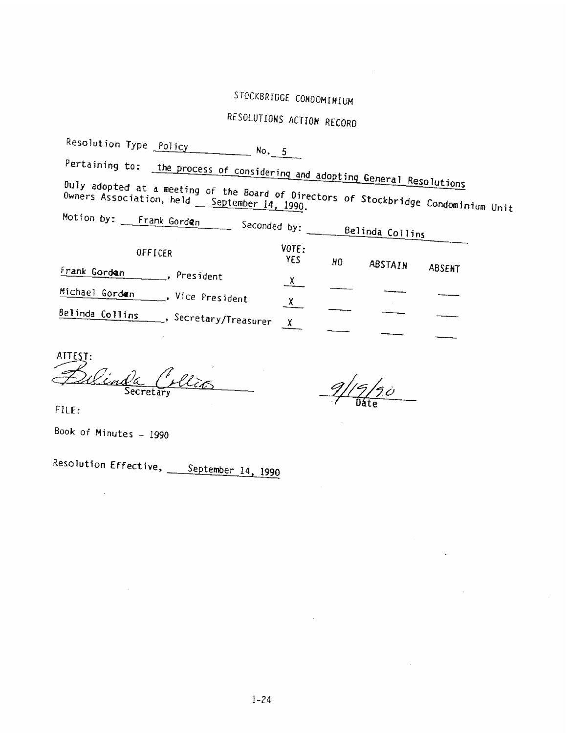# STOCKBRIDGE CONDOMINIUM

## RESOLUTIONS ACTION RECORD

Resolution Type Policy No. 5

Pertaining to: the process of considering and adopting General Resolutions

Duly adopted at a meeting of the Board of Directors of Stockbridge Condominium Unit Owners Association, held September 14, 1990.

Motion by: Frank Gordon Seconded by: Belinda Collins

| OFFICER | VOTE: YES | NO | ABSTAIN | ABSENT |
|---|---|---|---|---|
| Frank Gordon, President | X | | | |
| Michael Gordon, Vice President | X | | | |
| Belinda Collins, Secretary/Treasurer | X | | | |

ATTEST:

Belinda Collins
Secretary

9/19/90
Date

FILE:

Book of Minutes - 1990

Resolution Effective, September 14, 1990